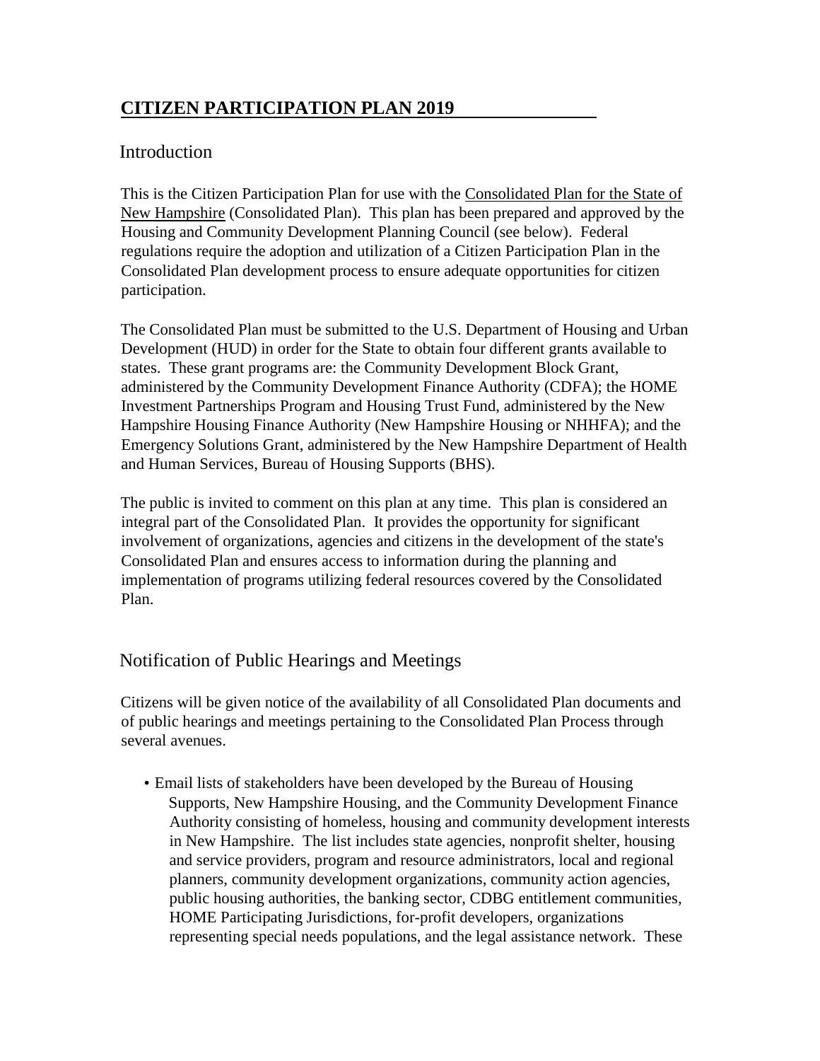# CITIZEN PARTICIPATION PLAN 2019

## Introduction

This is the Citizen Participation Plan for use with the Consolidated Plan for the State of New Hampshire (Consolidated Plan). This plan has been prepared and approved by the Housing and Community Development Planning Council (see below). Federal regulations require the adoption and utilization of a Citizen Participation Plan in the Consolidated Plan development process to ensure adequate opportunities for citizen participation.

The Consolidated Plan must be submitted to the U.S. Department of Housing and Urban Development (HUD) in order for the State to obtain four different grants available to states. These grant programs are: the Community Development Block Grant, administered by the Community Development Finance Authority (CDFA); the HOME Investment Partnerships Program and Housing Trust Fund, administered by the New Hampshire Housing Finance Authority (New Hampshire Housing or NHHFA); and the Emergency Solutions Grant, administered by the New Hampshire Department of Health and Human Services, Bureau of Housing Supports (BHS).

The public is invited to comment on this plan at any time. This plan is considered an integral part of the Consolidated Plan. It provides the opportunity for significant involvement of organizations, agencies and citizens in the development of the state's Consolidated Plan and ensures access to information during the planning and implementation of programs utilizing federal resources covered by the Consolidated Plan.

## Notification of Public Hearings and Meetings

Citizens will be given notice of the availability of all Consolidated Plan documents and of public hearings and meetings pertaining to the Consolidated Plan Process through several avenues.

- Email lists of stakeholders have been developed by the Bureau of Housing Supports, New Hampshire Housing, and the Community Development Finance Authority consisting of homeless, housing and community development interests in New Hampshire. The list includes state agencies, nonprofit shelter, housing and service providers, program and resource administrators, local and regional planners, community development organizations, community action agencies, public housing authorities, the banking sector, CDBG entitlement communities, HOME Participating Jurisdictions, for-profit developers, organizations representing special needs populations, and the legal assistance network. These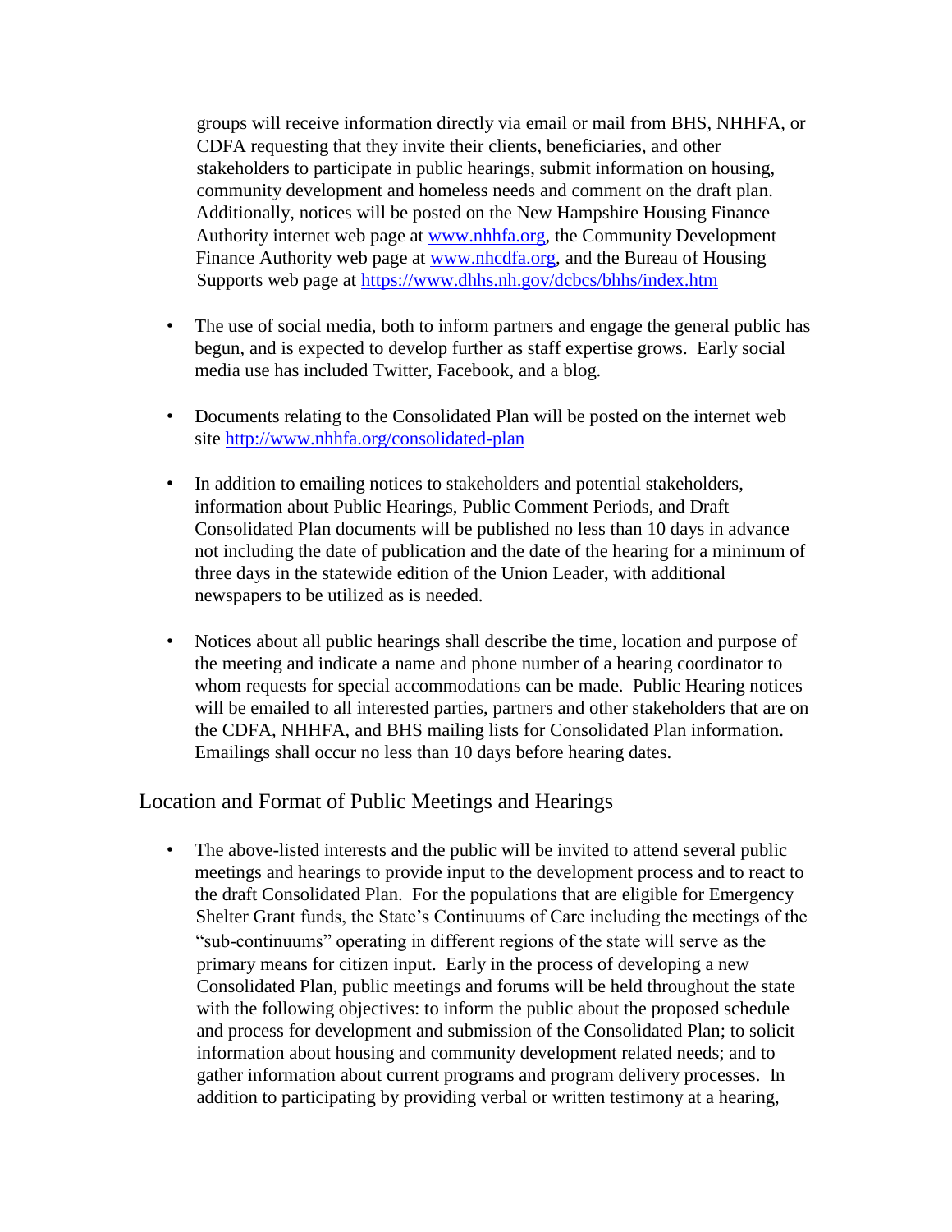groups will receive information directly via email or mail from BHS, NHHFA, or CDFA requesting that they invite their clients, beneficiaries, and other stakeholders to participate in public hearings, submit information on housing, community development and homeless needs and comment on the draft plan. Additionally, notices will be posted on the New Hampshire Housing Finance Authority internet web page at www.nhhfa.org, the Community Development Finance Authority web page at www.nhcdfa.org, and the Bureau of Housing Supports web page at https://www.dhhs.nh.gov/dcbcs/bhhs/index.htm

- The use of social media, both to inform partners and engage the general public has begun, and is expected to develop further as staff expertise grows. Early social media use has included Twitter, Facebook, and a blog.

- Documents relating to the Consolidated Plan will be posted on the internet web site http://www.nhhfa.org/consolidated-plan

- In addition to emailing notices to stakeholders and potential stakeholders, information about Public Hearings, Public Comment Periods, and Draft Consolidated Plan documents will be published no less than 10 days in advance not including the date of publication and the date of the hearing for a minimum of three days in the statewide edition of the Union Leader, with additional newspapers to be utilized as is needed.

- Notices about all public hearings shall describe the time, location and purpose of the meeting and indicate a name and phone number of a hearing coordinator to whom requests for special accommodations can be made. Public Hearing notices will be emailed to all interested parties, partners and other stakeholders that are on the CDFA, NHHFA, and BHS mailing lists for Consolidated Plan information. Emailings shall occur no less than 10 days before hearing dates.

## Location and Format of Public Meetings and Hearings

- The above-listed interests and the public will be invited to attend several public meetings and hearings to provide input to the development process and to react to the draft Consolidated Plan. For the populations that are eligible for Emergency Shelter Grant funds, the State's Continuums of Care including the meetings of the "sub-continuums" operating in different regions of the state will serve as the primary means for citizen input. Early in the process of developing a new Consolidated Plan, public meetings and forums will be held throughout the state with the following objectives: to inform the public about the proposed schedule and process for development and submission of the Consolidated Plan; to solicit information about housing and community development related needs; and to gather information about current programs and program delivery processes. In addition to participating by providing verbal or written testimony at a hearing,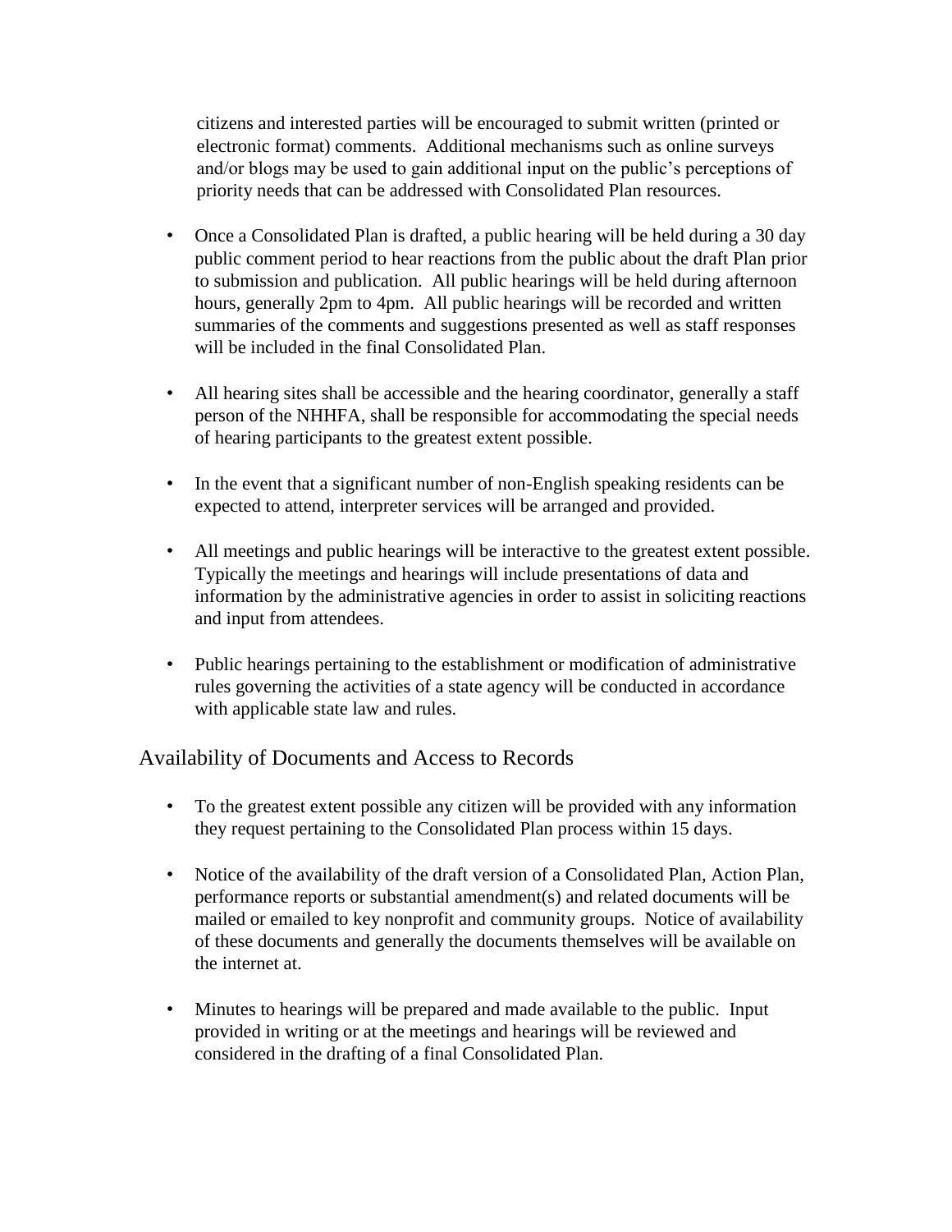citizens and interested parties will be encouraged to submit written (printed or electronic format) comments. Additional mechanisms such as online surveys and/or blogs may be used to gain additional input on the public's perceptions of priority needs that can be addressed with Consolidated Plan resources.

- Once a Consolidated Plan is drafted, a public hearing will be held during a 30 day public comment period to hear reactions from the public about the draft Plan prior to submission and publication. All public hearings will be held during afternoon hours, generally 2pm to 4pm. All public hearings will be recorded and written summaries of the comments and suggestions presented as well as staff responses will be included in the final Consolidated Plan.

- All hearing sites shall be accessible and the hearing coordinator, generally a staff person of the NHHFA, shall be responsible for accommodating the special needs of hearing participants to the greatest extent possible.

- In the event that a significant number of non-English speaking residents can be expected to attend, interpreter services will be arranged and provided.

- All meetings and public hearings will be interactive to the greatest extent possible. Typically the meetings and hearings will include presentations of data and information by the administrative agencies in order to assist in soliciting reactions and input from attendees.

- Public hearings pertaining to the establishment or modification of administrative rules governing the activities of a state agency will be conducted in accordance with applicable state law and rules.

## Availability of Documents and Access to Records

- To the greatest extent possible any citizen will be provided with any information they request pertaining to the Consolidated Plan process within 15 days.

- Notice of the availability of the draft version of a Consolidated Plan, Action Plan, performance reports or substantial amendment(s) and related documents will be mailed or emailed to key nonprofit and community groups. Notice of availability of these documents and generally the documents themselves will be available on the internet at.

- Minutes to hearings will be prepared and made available to the public. Input provided in writing or at the meetings and hearings will be reviewed and considered in the drafting of a final Consolidated Plan.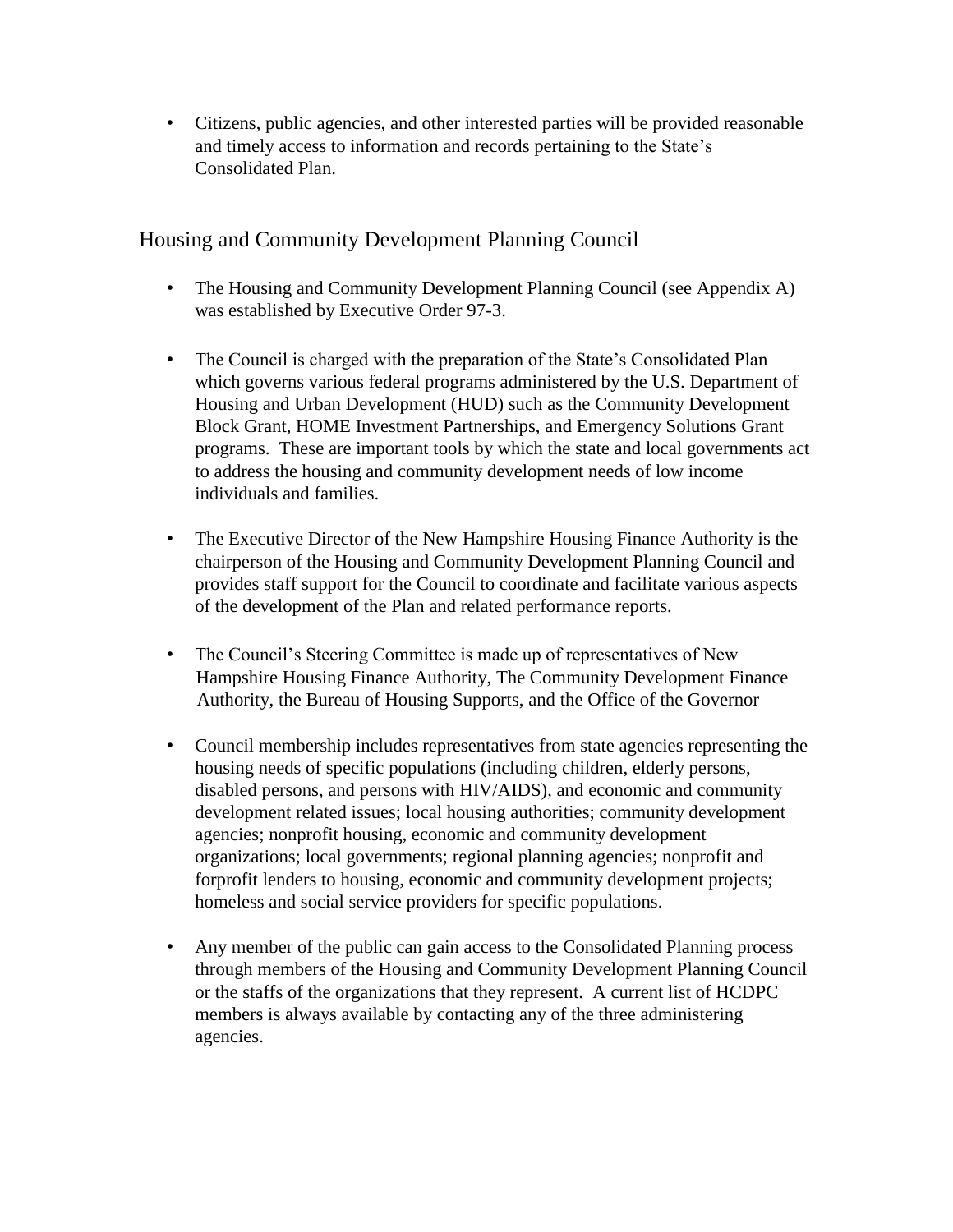- Citizens, public agencies, and other interested parties will be provided reasonable and timely access to information and records pertaining to the State's Consolidated Plan.

## Housing and Community Development Planning Council

- The Housing and Community Development Planning Council (see Appendix A) was established by Executive Order 97-3.
- The Council is charged with the preparation of the State's Consolidated Plan which governs various federal programs administered by the U.S. Department of Housing and Urban Development (HUD) such as the Community Development Block Grant, HOME Investment Partnerships, and Emergency Solutions Grant programs. These are important tools by which the state and local governments act to address the housing and community development needs of low income individuals and families.
- The Executive Director of the New Hampshire Housing Finance Authority is the chairperson of the Housing and Community Development Planning Council and provides staff support for the Council to coordinate and facilitate various aspects of the development of the Plan and related performance reports.
- The Council's Steering Committee is made up of representatives of New Hampshire Housing Finance Authority, The Community Development Finance Authority, the Bureau of Housing Supports, and the Office of the Governor
- Council membership includes representatives from state agencies representing the housing needs of specific populations (including children, elderly persons, disabled persons, and persons with HIV/AIDS), and economic and community development related issues; local housing authorities; community development agencies; nonprofit housing, economic and community development organizations; local governments; regional planning agencies; nonprofit and forprofit lenders to housing, economic and community development projects; homeless and social service providers for specific populations.
- Any member of the public can gain access to the Consolidated Planning process through members of the Housing and Community Development Planning Council or the staffs of the organizations that they represent. A current list of HCDPC members is always available by contacting any of the three administering agencies.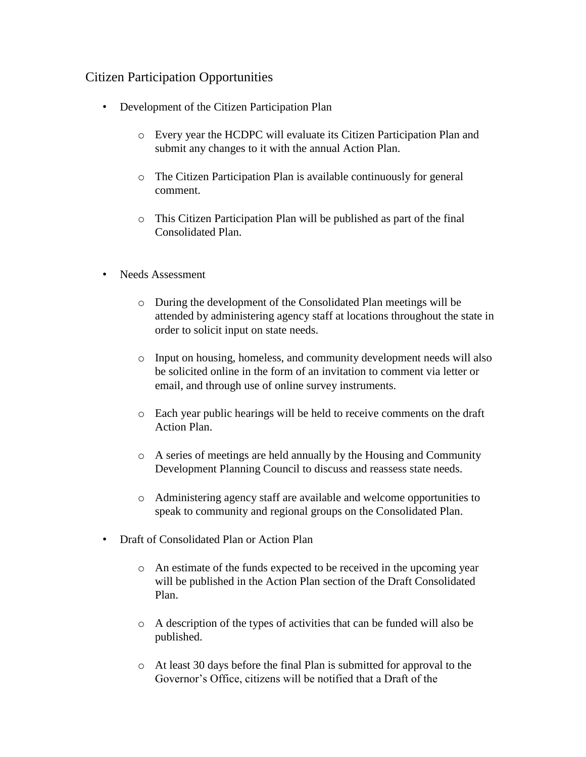## Citizen Participation Opportunities

- Development of the Citizen Participation Plan
  - Every year the HCDPC will evaluate its Citizen Participation Plan and submit any changes to it with the annual Action Plan.
  - The Citizen Participation Plan is available continuously for general comment.
  - This Citizen Participation Plan will be published as part of the final Consolidated Plan.

- Needs Assessment
  - During the development of the Consolidated Plan meetings will be attended by administering agency staff at locations throughout the state in order to solicit input on state needs.
  - Input on housing, homeless, and community development needs will also be solicited online in the form of an invitation to comment via letter or email, and through use of online survey instruments.
  - Each year public hearings will be held to receive comments on the draft Action Plan.
  - A series of meetings are held annually by the Housing and Community Development Planning Council to discuss and reassess state needs.
  - Administering agency staff are available and welcome opportunities to speak to community and regional groups on the Consolidated Plan.

- Draft of Consolidated Plan or Action Plan
  - An estimate of the funds expected to be received in the upcoming year will be published in the Action Plan section of the Draft Consolidated Plan.
  - A description of the types of activities that can be funded will also be published.
  - At least 30 days before the final Plan is submitted for approval to the Governor's Office, citizens will be notified that a Draft of the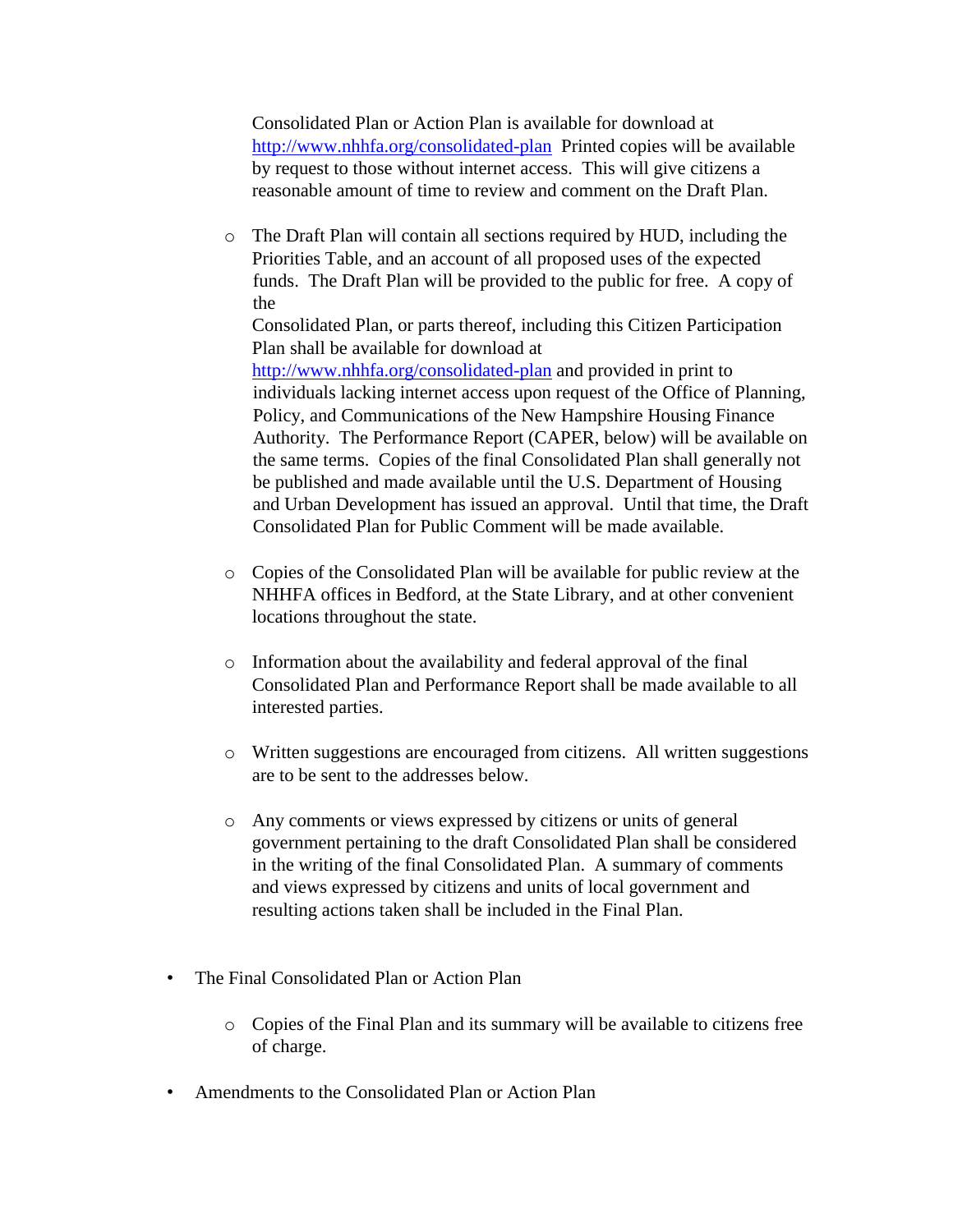Consolidated Plan or Action Plan is available for download at http://www.nhhfa.org/consolidated-plan Printed copies will be available by request to those without internet access. This will give citizens a reasonable amount of time to review and comment on the Draft Plan.

- The Draft Plan will contain all sections required by HUD, including the Priorities Table, and an account of all proposed uses of the expected funds. The Draft Plan will be provided to the public for free. A copy of the Consolidated Plan, or parts thereof, including this Citizen Participation Plan shall be available for download at http://www.nhhfa.org/consolidated-plan and provided in print to individuals lacking internet access upon request of the Office of Planning, Policy, and Communications of the New Hampshire Housing Finance Authority. The Performance Report (CAPER, below) will be available on the same terms. Copies of the final Consolidated Plan shall generally not be published and made available until the U.S. Department of Housing and Urban Development has issued an approval. Until that time, the Draft Consolidated Plan for Public Comment will be made available.

- Copies of the Consolidated Plan will be available for public review at the NHHFA offices in Bedford, at the State Library, and at other convenient locations throughout the state.

- Information about the availability and federal approval of the final Consolidated Plan and Performance Report shall be made available to all interested parties.

- Written suggestions are encouraged from citizens. All written suggestions are to be sent to the addresses below.

- Any comments or views expressed by citizens or units of general government pertaining to the draft Consolidated Plan shall be considered in the writing of the final Consolidated Plan. A summary of comments and views expressed by citizens and units of local government and resulting actions taken shall be included in the Final Plan.

- The Final Consolidated Plan or Action Plan

  - Copies of the Final Plan and its summary will be available to citizens free of charge.

- Amendments to the Consolidated Plan or Action Plan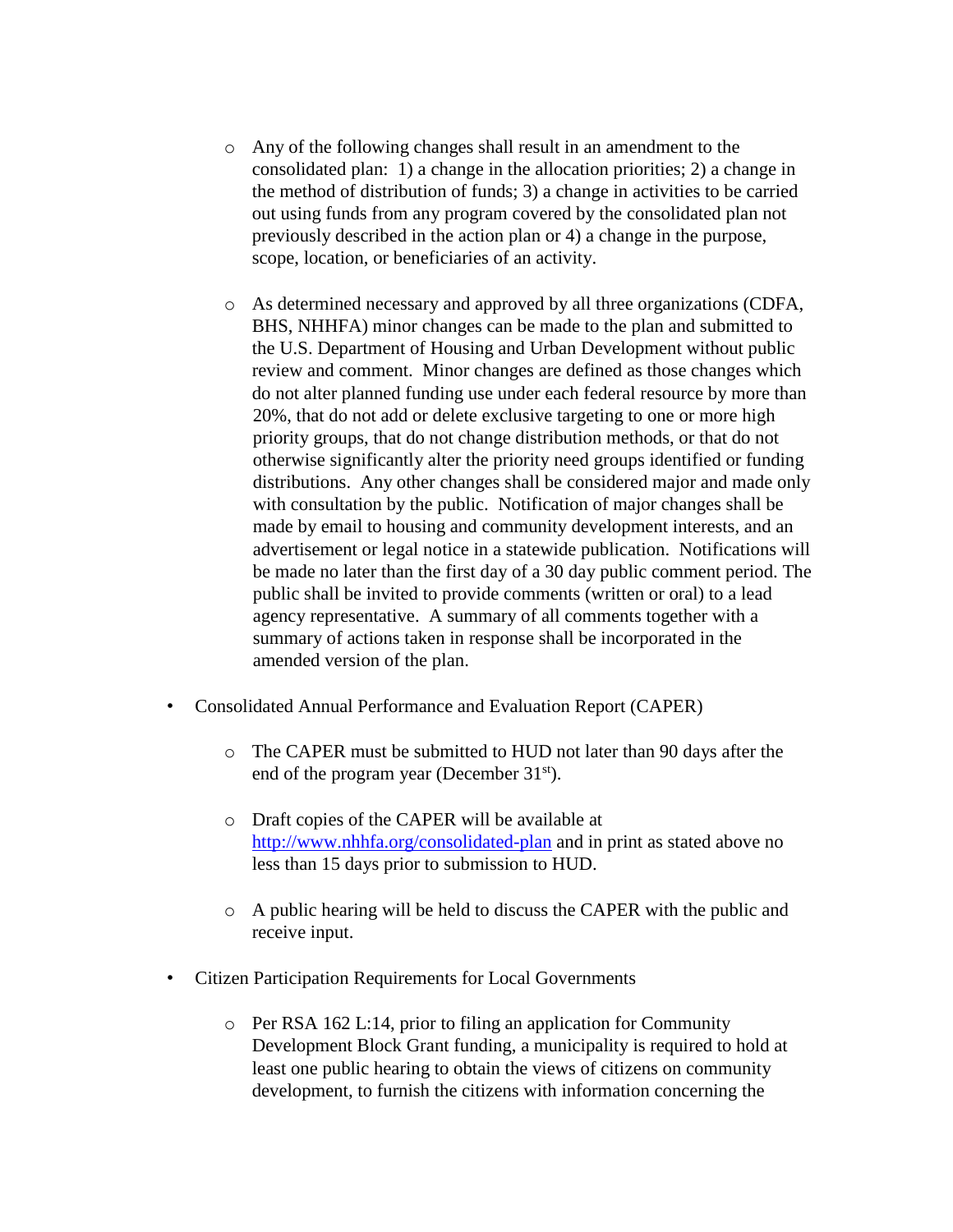- Any of the following changes shall result in an amendment to the consolidated plan: 1) a change in the allocation priorities; 2) a change in the method of distribution of funds; 3) a change in activities to be carried out using funds from any program covered by the consolidated plan not previously described in the action plan or 4) a change in the purpose, scope, location, or beneficiaries of an activity.

    - As determined necessary and approved by all three organizations (CDFA, BHS, NHHFA) minor changes can be made to the plan and submitted to the U.S. Department of Housing and Urban Development without public review and comment. Minor changes are defined as those changes which do not alter planned funding use under each federal resource by more than 20%, that do not add or delete exclusive targeting to one or more high priority groups, that do not change distribution methods, or that do not otherwise significantly alter the priority need groups identified or funding distributions. Any other changes shall be considered major and made only with consultation by the public. Notification of major changes shall be made by email to housing and community development interests, and an advertisement or legal notice in a statewide publication. Notifications will be made no later than the first day of a 30 day public comment period. The public shall be invited to provide comments (written or oral) to a lead agency representative. A summary of all comments together with a summary of actions taken in response shall be incorporated in the amended version of the plan.

- Consolidated Annual Performance and Evaluation Report (CAPER)

    - The CAPER must be submitted to HUD not later than 90 days after the end of the program year (December 31st).

    - Draft copies of the CAPER will be available at http://www.nhhfa.org/consolidated-plan and in print as stated above no less than 15 days prior to submission to HUD.

    - A public hearing will be held to discuss the CAPER with the public and receive input.

- Citizen Participation Requirements for Local Governments

    - Per RSA 162 L:14, prior to filing an application for Community Development Block Grant funding, a municipality is required to hold at least one public hearing to obtain the views of citizens on community development, to furnish the citizens with information concerning the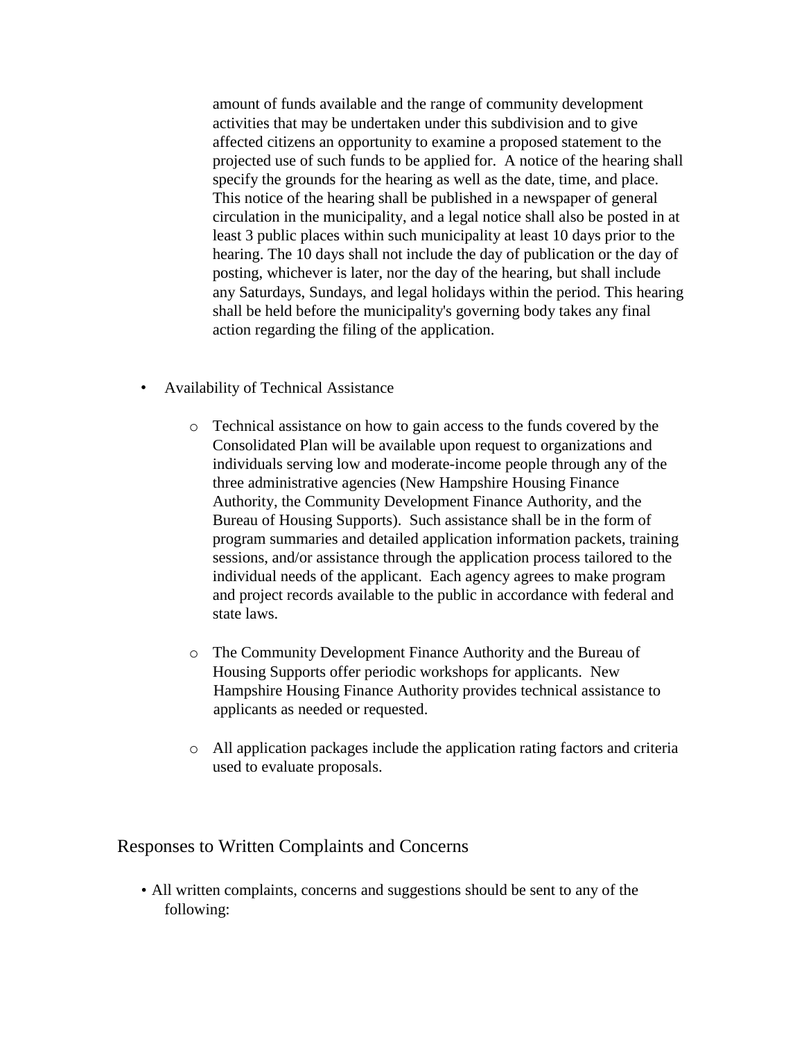amount of funds available and the range of community development activities that may be undertaken under this subdivision and to give affected citizens an opportunity to examine a proposed statement to the projected use of such funds to be applied for. A notice of the hearing shall specify the grounds for the hearing as well as the date, time, and place. This notice of the hearing shall be published in a newspaper of general circulation in the municipality, and a legal notice shall also be posted in at least 3 public places within such municipality at least 10 days prior to the hearing. The 10 days shall not include the day of publication or the day of posting, whichever is later, nor the day of the hearing, but shall include any Saturdays, Sundays, and legal holidays within the period. This hearing shall be held before the municipality's governing body takes any final action regarding the filing of the application.

- Availability of Technical Assistance
  - Technical assistance on how to gain access to the funds covered by the Consolidated Plan will be available upon request to organizations and individuals serving low and moderate-income people through any of the three administrative agencies (New Hampshire Housing Finance Authority, the Community Development Finance Authority, and the Bureau of Housing Supports). Such assistance shall be in the form of program summaries and detailed application information packets, training sessions, and/or assistance through the application process tailored to the individual needs of the applicant. Each agency agrees to make program and project records available to the public in accordance with federal and state laws.
  - The Community Development Finance Authority and the Bureau of Housing Supports offer periodic workshops for applicants. New Hampshire Housing Finance Authority provides technical assistance to applicants as needed or requested.
  - All application packages include the application rating factors and criteria used to evaluate proposals.

## Responses to Written Complaints and Concerns

- All written complaints, concerns and suggestions should be sent to any of the following: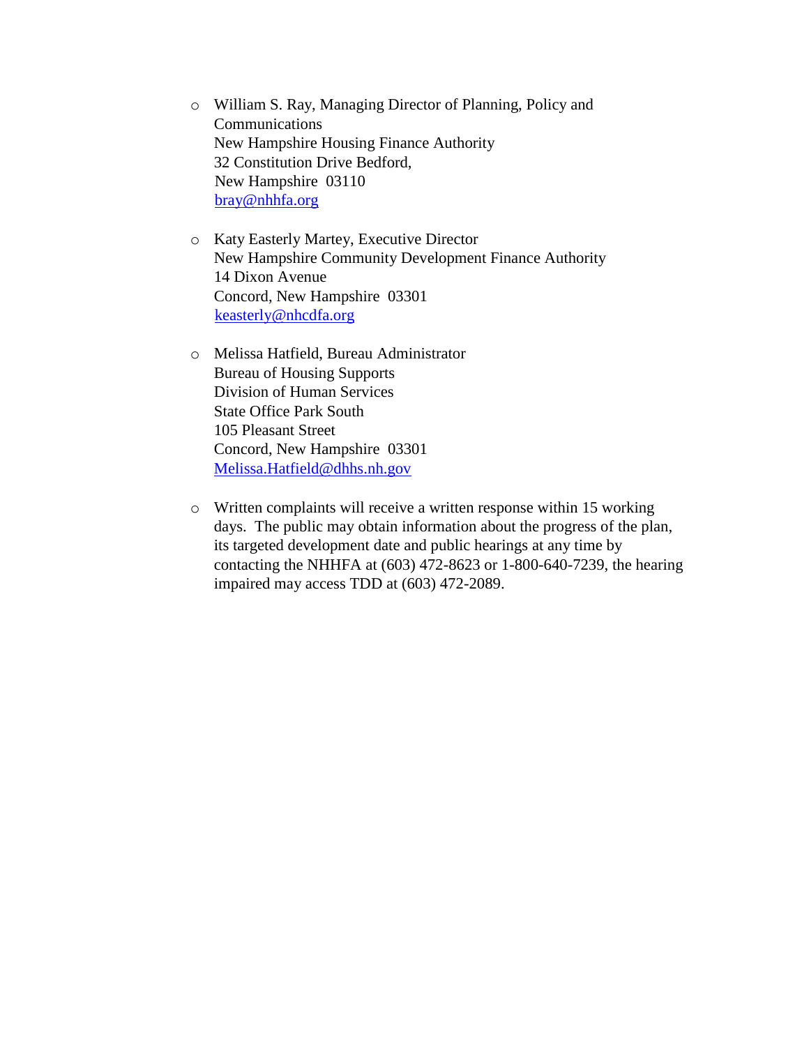- William S. Ray, Managing Director of Planning, Policy and Communications
  New Hampshire Housing Finance Authority
  32 Constitution Drive Bedford,
  New Hampshire 03110
  bray@nhhfa.org

- Katy Easterly Martey, Executive Director
  New Hampshire Community Development Finance Authority
  14 Dixon Avenue
  Concord, New Hampshire 03301
  keasterly@nhcdfa.org

- Melissa Hatfield, Bureau Administrator
  Bureau of Housing Supports
  Division of Human Services
  State Office Park South
  105 Pleasant Street
  Concord, New Hampshire 03301
  Melissa.Hatfield@dhhs.nh.gov

- Written complaints will receive a written response within 15 working days. The public may obtain information about the progress of the plan, its targeted development date and public hearings at any time by contacting the NHHFA at (603) 472-8623 or 1-800-640-7239, the hearing impaired may access TDD at (603) 472-2089.